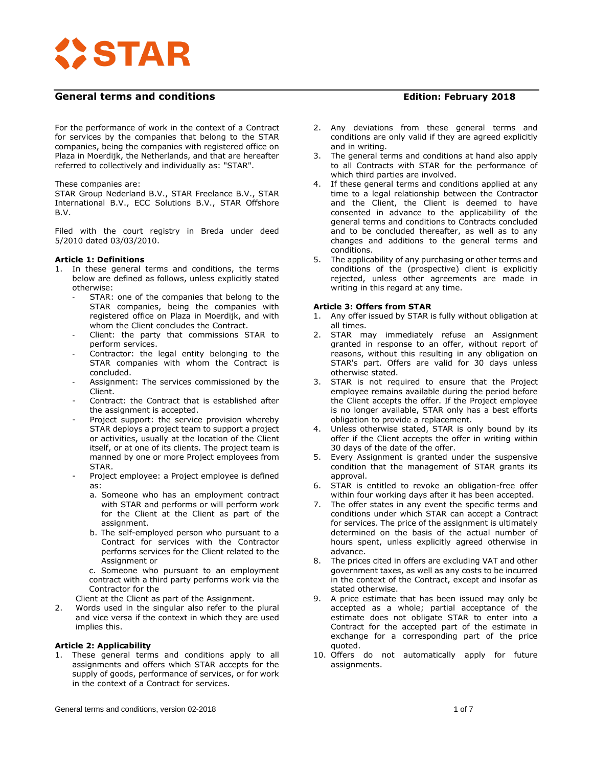# STAR

## General terms and conditions

**Edition: February 2018**

For the performance of work in the context of a Contract for services by the companies that belong to the STAR companies, being the companies with registered office on Plaza in Moerdijk, the Netherlands, and that are hereafter referred to collectively and individually as: "STAR".

These companies are:
STAR Group Nederland B.V., STAR Freelance B.V., STAR International B.V., ECC Solutions B.V., STAR Offshore B.V.

Filed with the court registry in Breda under deed 5/2010 dated 03/03/2010.

### Article 1: Definitions

1. In these general terms and conditions, the terms below are defined as follows, unless explicitly stated otherwise:
   - STAR: one of the companies that belong to the STAR companies, being the companies with registered office on Plaza in Moerdijk, and with whom the Client concludes the Contract.
   - Client: the party that commissions STAR to perform services.
   - Contractor: the legal entity belonging to the STAR companies with whom the Contract is concluded.
   - Assignment: The services commissioned by the Client.
   - Contract: the Contract that is established after the assignment is accepted.
   - Project support: the service provision whereby STAR deploys a project team to support a project or activities, usually at the location of the Client itself, or at one of its clients. The project team is manned by one or more Project employees from STAR.
   - Project employee: a Project employee is defined as:
     a. Someone who has an employment contract with STAR and performs or will perform work for the Client at the Client as part of the assignment.
     b. The self-employed person who pursuant to a Contract for services with the Contractor performs services for the Client related to the Assignment or
     c. Someone who pursuant to an employment contract with a third party performs work via the Contractor for the Client at the Client as part of the Assignment.
2. Words used in the singular also refer to the plural and vice versa if the context in which they are used implies this.

### Article 2: Applicability

1. These general terms and conditions apply to all assignments and offers which STAR accepts for the supply of goods, performance of services, or for work in the context of a Contract for services.
2. Any deviations from these general terms and conditions are only valid if they are agreed explicitly and in writing.
3. The general terms and conditions at hand also apply to all Contracts with STAR for the performance of which third parties are involved.
4. If these general terms and conditions applied at any time to a legal relationship between the Contractor and the Client, the Client is deemed to have consented in advance to the applicability of the general terms and conditions to Contracts concluded and to be concluded thereafter, as well as to any changes and additions to the general terms and conditions.
5. The applicability of any purchasing or other terms and conditions of the (prospective) client is explicitly rejected, unless other agreements are made in writing in this regard at any time.

### Article 3: Offers from STAR

1. Any offer issued by STAR is fully without obligation at all times.
2. STAR may immediately refuse an Assignment granted in response to an offer, without report of reasons, without this resulting in any obligation on STAR's part. Offers are valid for 30 days unless otherwise stated.
3. STAR is not required to ensure that the Project employee remains available during the period before the Client accepts the offer. If the Project employee is no longer available, STAR only has a best efforts obligation to provide a replacement.
4. Unless otherwise stated, STAR is only bound by its offer if the Client accepts the offer in writing within 30 days of the date of the offer.
5. Every Assignment is granted under the suspensive condition that the management of STAR grants its approval.
6. STAR is entitled to revoke an obligation-free offer within four working days after it has been accepted.
7. The offer states in any event the specific terms and conditions under which STAR can accept a Contract for services. The price of the assignment is ultimately determined on the basis of the actual number of hours spent, unless explicitly agreed otherwise in advance.
8. The prices cited in offers are excluding VAT and other government taxes, as well as any costs to be incurred in the context of the Contract, except and insofar as stated otherwise.
9. A price estimate that has been issued may only be accepted as a whole; partial acceptance of the estimate does not obligate STAR to enter into a Contract for the accepted part of the estimate in exchange for a corresponding part of the price quoted.
10. Offers do not automatically apply for future assignments.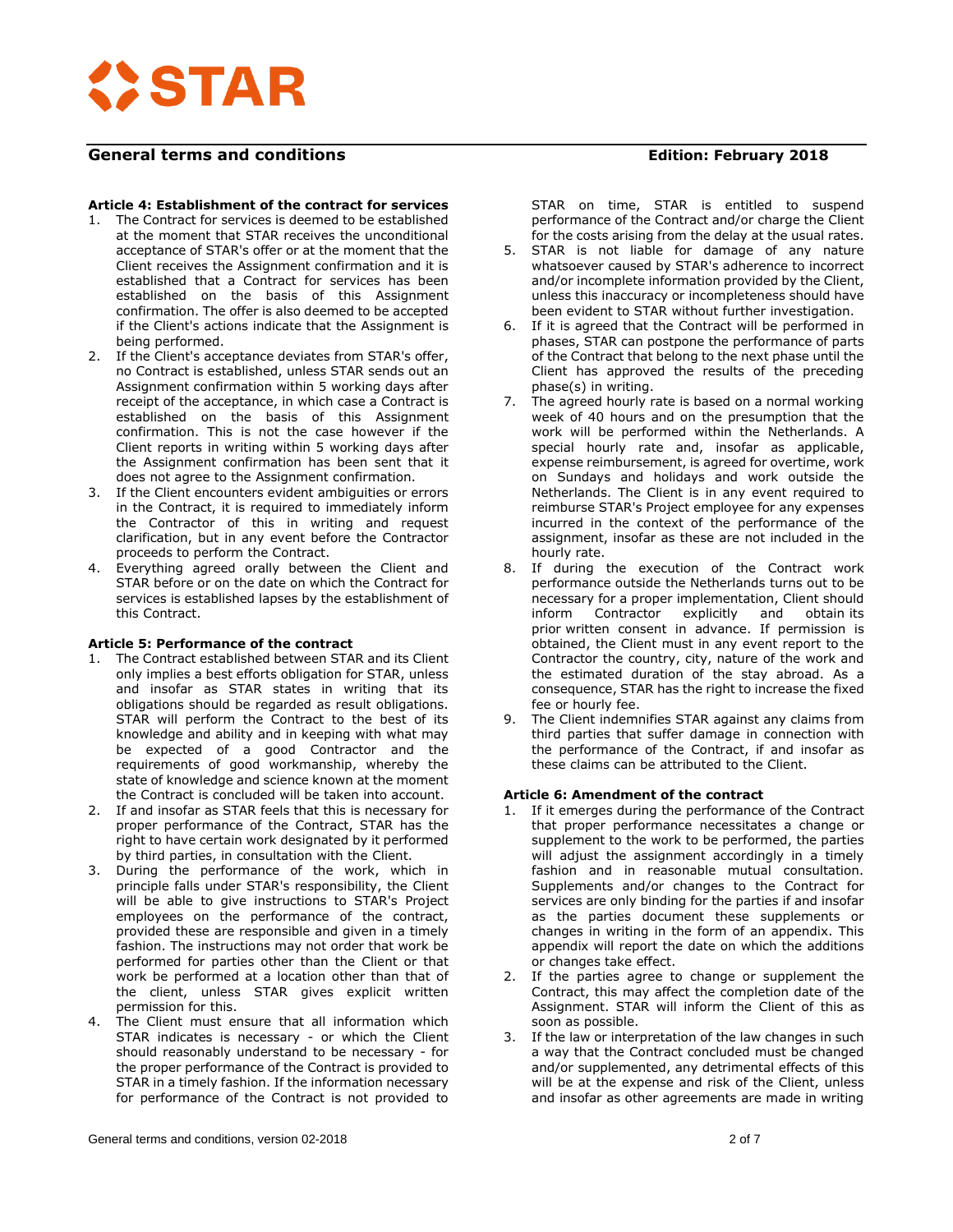## Article 4: Establishment of the contract for services

1. The Contract for services is deemed to be established at the moment that STAR receives the unconditional acceptance of STAR's offer or at the moment that the Client receives the Assignment confirmation and it is established that a Contract for services has been established on the basis of this Assignment confirmation. The offer is also deemed to be accepted if the Client's actions indicate that the Assignment is being performed.
2. If the Client's acceptance deviates from STAR's offer, no Contract is established, unless STAR sends out an Assignment confirmation within 5 working days after receipt of the acceptance, in which case a Contract is established on the basis of this Assignment confirmation. This is not the case however if the Client reports in writing within 5 working days after the Assignment confirmation has been sent that it does not agree to the Assignment confirmation.
3. If the Client encounters evident ambiguities or errors in the Contract, it is required to immediately inform the Contractor of this in writing and request clarification, but in any event before the Contractor proceeds to perform the Contract.
4. Everything agreed orally between the Client and STAR before or on the date on which the Contract for services is established lapses by the establishment of this Contract.

## Article 5: Performance of the contract

1. The Contract established between STAR and its Client only implies a best efforts obligation for STAR, unless and insofar as STAR states in writing that its obligations should be regarded as result obligations. STAR will perform the Contract to the best of its knowledge and ability and in keeping with what may be expected of a good Contractor and the requirements of good workmanship, whereby the state of knowledge and science known at the moment the Contract is concluded will be taken into account.
2. If and insofar as STAR feels that this is necessary for proper performance of the Contract, STAR has the right to have certain work designated by it performed by third parties, in consultation with the Client.
3. During the performance of the work, which in principle falls under STAR's responsibility, the Client will be able to give instructions to STAR's Project employees on the performance of the contract, provided these are responsible and given in a timely fashion. The instructions may not order that work be performed for parties other than the Client or that work be performed at a location other than that of the client, unless STAR gives explicit written permission for this.
4. The Client must ensure that all information which STAR indicates is necessary - or which the Client should reasonably understand to be necessary - for the proper performance of the Contract is provided to STAR in a timely fashion. If the information necessary for performance of the Contract is not provided to STAR on time, STAR is entitled to suspend performance of the Contract and/or charge the Client for the costs arising from the delay at the usual rates.
5. STAR is not liable for damage of any nature whatsoever caused by STAR's adherence to incorrect and/or incomplete information provided by the Client, unless this inaccuracy or incompleteness should have been evident to STAR without further investigation.
6. If it is agreed that the Contract will be performed in phases, STAR can postpone the performance of parts of the Contract that belong to the next phase until the Client has approved the results of the preceding phase(s) in writing.
7. The agreed hourly rate is based on a normal working week of 40 hours and on the presumption that the work will be performed within the Netherlands. A special hourly rate and, insofar as applicable, expense reimbursement, is agreed for overtime, work on Sundays and holidays and work outside the Netherlands. The Client is in any event required to reimburse STAR's Project employee for any expenses incurred in the context of the performance of the assignment, insofar as these are not included in the hourly rate.
8. If during the execution of the Contract work performance outside the Netherlands turns out to be necessary for a proper implementation, Client should inform Contractor explicitly and obtain its prior written consent in advance. If permission is obtained, the Client must in any event report to the Contractor the country, city, nature of the work and the estimated duration of the stay abroad. As a consequence, STAR has the right to increase the fixed fee or hourly fee.
9. The Client indemnifies STAR against any claims from third parties that suffer damage in connection with the performance of the Contract, if and insofar as these claims can be attributed to the Client.

## Article 6: Amendment of the contract

1. If it emerges during the performance of the Contract that proper performance necessitates a change or supplement to the work to be performed, the parties will adjust the assignment accordingly in a timely fashion and in reasonable mutual consultation. Supplements and/or changes to the Contract for services are only binding for the parties if and insofar as the parties document these supplements or changes in writing in the form of an appendix. This appendix will report the date on which the additions or changes take effect.
2. If the parties agree to change or supplement the Contract, this may affect the completion date of the Assignment. STAR will inform the Client of this as soon as possible.
3. If the law or interpretation of the law changes in such a way that the Contract concluded must be changed and/or supplemented, any detrimental effects of this will be at the expense and risk of the Client, unless and insofar as other agreements are made in writing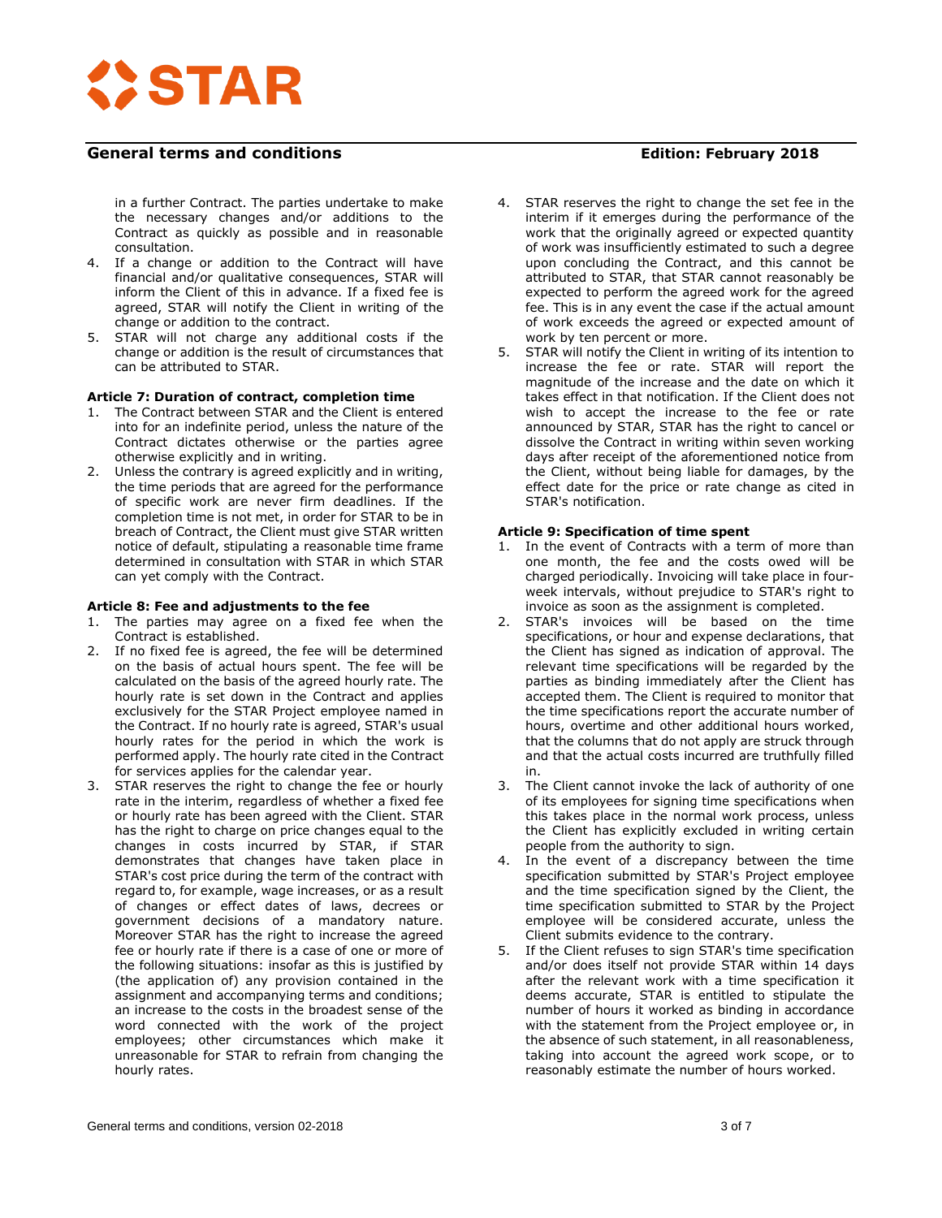in a further Contract. The parties undertake to make the necessary changes and/or additions to the Contract as quickly as possible and in reasonable consultation.

4. If a change or addition to the Contract will have financial and/or qualitative consequences, STAR will inform the Client of this in advance. If a fixed fee is agreed, STAR will notify the Client in writing of the change or addition to the contract.
5. STAR will not charge any additional costs if the change or addition is the result of circumstances that can be attributed to STAR.

**Article 7: Duration of contract, completion time**

1. The Contract between STAR and the Client is entered into for an indefinite period, unless the nature of the Contract dictates otherwise or the parties agree otherwise explicitly and in writing.
2. Unless the contrary is agreed explicitly and in writing, the time periods that are agreed for the performance of specific work are never firm deadlines. If the completion time is not met, in order for STAR to be in breach of Contract, the Client must give STAR written notice of default, stipulating a reasonable time frame determined in consultation with STAR in which STAR can yet comply with the Contract.

**Article 8: Fee and adjustments to the fee**

1. The parties may agree on a fixed fee when the Contract is established.
2. If no fixed fee is agreed, the fee will be determined on the basis of actual hours spent. The fee will be calculated on the basis of the agreed hourly rate. The hourly rate is set down in the Contract and applies exclusively for the STAR Project employee named in the Contract. If no hourly rate is agreed, STAR's usual hourly rates for the period in which the work is performed apply. The hourly rate cited in the Contract for services applies for the calendar year.
3. STAR reserves the right to change the fee or hourly rate in the interim, regardless of whether a fixed fee or hourly rate has been agreed with the Client. STAR has the right to charge on price changes equal to the changes in costs incurred by STAR, if STAR demonstrates that changes have taken place in STAR's cost price during the term of the contract with regard to, for example, wage increases, or as a result of changes or effect dates of laws, decrees or government decisions of a mandatory nature. Moreover STAR has the right to increase the agreed fee or hourly rate if there is a case of one or more of the following situations: insofar as this is justified by (the application of) any provision contained in the assignment and accompanying terms and conditions; an increase to the costs in the broadest sense of the word connected with the work of the project employees; other circumstances which make it unreasonable for STAR to refrain from changing the hourly rates.
4. STAR reserves the right to change the set fee in the interim if it emerges during the performance of the work that the originally agreed or expected quantity of work was insufficiently estimated to such a degree upon concluding the Contract, and this cannot be attributed to STAR, that STAR cannot reasonably be expected to perform the agreed work for the agreed fee. This is in any event the case if the actual amount of work exceeds the agreed or expected amount of work by ten percent or more.
5. STAR will notify the Client in writing of its intention to increase the fee or rate. STAR will report the magnitude of the increase and the date on which it takes effect in that notification. If the Client does not wish to accept the increase to the fee or rate announced by STAR, STAR has the right to cancel or dissolve the Contract in writing within seven working days after receipt of the aforementioned notice from the Client, without being liable for damages, by the effect date for the price or rate change as cited in STAR's notification.

**Article 9: Specification of time spent**

1. In the event of Contracts with a term of more than one month, the fee and the costs owed will be charged periodically. Invoicing will take place in four-week intervals, without prejudice to STAR's right to invoice as soon as the assignment is completed.
2. STAR's invoices will be based on the time specifications, or hour and expense declarations, that the Client has signed as indication of approval. The relevant time specifications will be regarded by the parties as binding immediately after the Client has accepted them. The Client is required to monitor that the time specifications report the accurate number of hours, overtime and other additional hours worked, that the columns that do not apply are struck through and that the actual costs incurred are truthfully filled in.
3. The Client cannot invoke the lack of authority of one of its employees for signing time specifications when this takes place in the normal work process, unless the Client has explicitly excluded in writing certain people from the authority to sign.
4. In the event of a discrepancy between the time specification submitted by STAR's Project employee and the time specification signed by the Client, the time specification submitted to STAR by the Project employee will be considered accurate, unless the Client submits evidence to the contrary.
5. If the Client refuses to sign STAR's time specification and/or does itself not provide STAR within 14 days after the relevant work with a time specification it deems accurate, STAR is entitled to stipulate the number of hours it worked as binding in accordance with the statement from the Project employee or, in the absence of such statement, in all reasonableness, taking into account the agreed work scope, or to reasonably estimate the number of hours worked.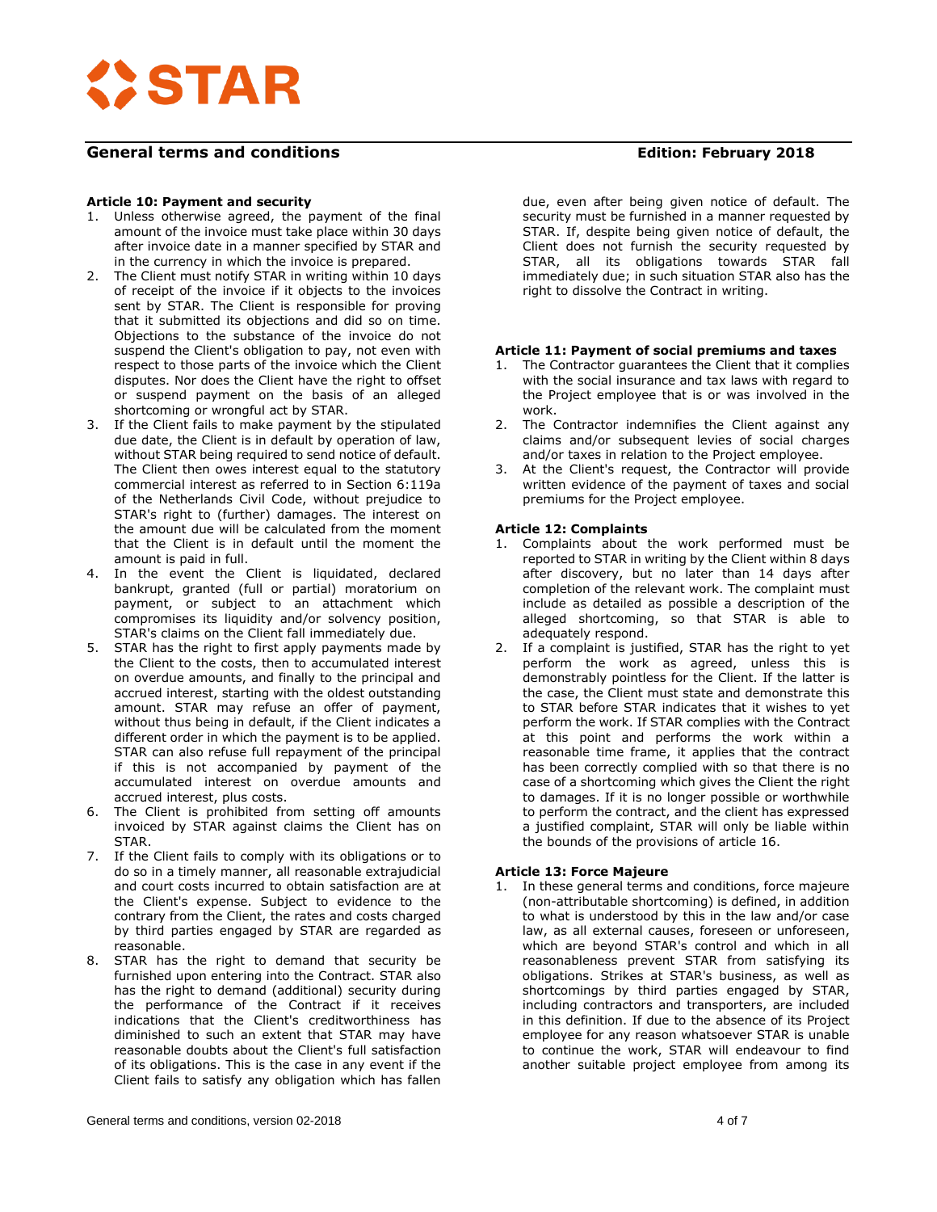### Article 10: Payment and security

1. Unless otherwise agreed, the payment of the final amount of the invoice must take place within 30 days after invoice date in a manner specified by STAR and in the currency in which the invoice is prepared.
2. The Client must notify STAR in writing within 10 days of receipt of the invoice if it objects to the invoices sent by STAR. The Client is responsible for proving that it submitted its objections and did so on time. Objections to the substance of the invoice do not suspend the Client's obligation to pay, not even with respect to those parts of the invoice which the Client disputes. Nor does the Client have the right to offset or suspend payment on the basis of an alleged shortcoming or wrongful act by STAR.
3. If the Client fails to make payment by the stipulated due date, the Client is in default by operation of law, without STAR being required to send notice of default. The Client then owes interest equal to the statutory commercial interest as referred to in Section 6:119a of the Netherlands Civil Code, without prejudice to STAR's right to (further) damages. The interest on the amount due will be calculated from the moment that the Client is in default until the moment the amount is paid in full.
4. In the event the Client is liquidated, declared bankrupt, granted (full or partial) moratorium on payment, or subject to an attachment which compromises its liquidity and/or solvency position, STAR's claims on the Client fall immediately due.
5. STAR has the right to first apply payments made by the Client to the costs, then to accumulated interest on overdue amounts, and finally to the principal and accrued interest, starting with the oldest outstanding amount. STAR may refuse an offer of payment, without thus being in default, if the Client indicates a different order in which the payment is to be applied. STAR can also refuse full repayment of the principal if this is not accompanied by payment of the accumulated interest on overdue amounts and accrued interest, plus costs.
6. The Client is prohibited from setting off amounts invoiced by STAR against claims the Client has on STAR.
7. If the Client fails to comply with its obligations or to do so in a timely manner, all reasonable extrajudicial and court costs incurred to obtain satisfaction are at the Client's expense. Subject to evidence to the contrary from the Client, the rates and costs charged by third parties engaged by STAR are regarded as reasonable.
8. STAR has the right to demand that security be furnished upon entering into the Contract. STAR also has the right to demand (additional) security during the performance of the Contract if it receives indications that the Client's creditworthiness has diminished to such an extent that STAR may have reasonable doubts about the Client's full satisfaction of its obligations. This is the case in any event if the Client fails to satisfy any obligation which has fallen due, even after being given notice of default. The security must be furnished in a manner requested by STAR. If, despite being given notice of default, the Client does not furnish the security requested by STAR, all its obligations towards STAR fall immediately due; in such situation STAR also has the right to dissolve the Contract in writing.

### Article 11: Payment of social premiums and taxes

1. The Contractor guarantees the Client that it complies with the social insurance and tax laws with regard to the Project employee that is or was involved in the work.
2. The Contractor indemnifies the Client against any claims and/or subsequent levies of social charges and/or taxes in relation to the Project employee.
3. At the Client's request, the Contractor will provide written evidence of the payment of taxes and social premiums for the Project employee.

### Article 12: Complaints

1. Complaints about the work performed must be reported to STAR in writing by the Client within 8 days after discovery, but no later than 14 days after completion of the relevant work. The complaint must include as detailed as possible a description of the alleged shortcoming, so that STAR is able to adequately respond.
2. If a complaint is justified, STAR has the right to yet perform the work as agreed, unless this is demonstrably pointless for the Client. If the latter is the case, the Client must state and demonstrate this to STAR before STAR indicates that it wishes to yet perform the work. If STAR complies with the Contract at this point and performs the work within a reasonable time frame, it applies that the contract has been correctly complied with so that there is no case of a shortcoming which gives the Client the right to damages. If it is no longer possible or worthwhile to perform the contract, and the client has expressed a justified complaint, STAR will only be liable within the bounds of the provisions of article 16.

### Article 13: Force Majeure

1. In these general terms and conditions, force majeure (non-attributable shortcoming) is defined, in addition to what is understood by this in the law and/or case law, as all external causes, foreseen or unforeseen, which are beyond STAR's control and which in all reasonableness prevent STAR from satisfying its obligations. Strikes at STAR's business, as well as shortcomings by third parties engaged by STAR, including contractors and transporters, are included in this definition. If due to the absence of its Project employee for any reason whatsoever STAR is unable to continue the work, STAR will endeavour to find another suitable project employee from among its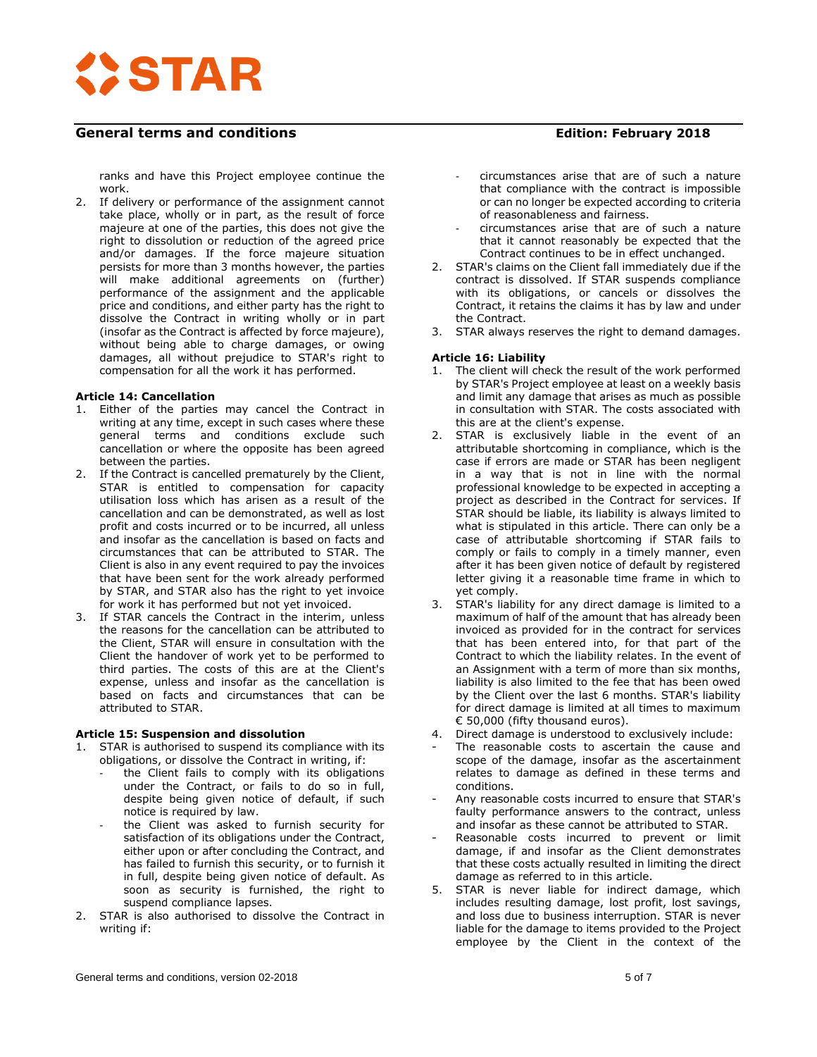ranks and have this Project employee continue the work.

2. If delivery or performance of the assignment cannot take place, wholly or in part, as the result of force majeure at one of the parties, this does not give the right to dissolution or reduction of the agreed price and/or damages. If the force majeure situation persists for more than 3 months however, the parties will make additional agreements on (further) performance of the assignment and the applicable price and conditions, and either party has the right to dissolve the Contract in writing wholly or in part (insofar as the Contract is affected by force majeure), without being able to charge damages, or owing damages, all without prejudice to STAR's right to compensation for all the work it has performed.

**Article 14: Cancellation**

1. Either of the parties may cancel the Contract in writing at any time, except in such cases where these general terms and conditions exclude such cancellation or where the opposite has been agreed between the parties.
2. If the Contract is cancelled prematurely by the Client, STAR is entitled to compensation for capacity utilisation loss which has arisen as a result of the cancellation and can be demonstrated, as well as lost profit and costs incurred or to be incurred, all unless and insofar as the cancellation is based on facts and circumstances that can be attributed to STAR. The Client is also in any event required to pay the invoices that have been sent for the work already performed by STAR, and STAR also has the right to yet invoice for work it has performed but not yet invoiced.
3. If STAR cancels the Contract in the interim, unless the reasons for the cancellation can be attributed to the Client, STAR will ensure in consultation with the Client the handover of work yet to be performed to third parties. The costs of this are at the Client's expense, unless and insofar as the cancellation is based on facts and circumstances that can be attributed to STAR.

**Article 15: Suspension and dissolution**

1. STAR is authorised to suspend its compliance with its obligations, or dissolve the Contract in writing, if:
   - the Client fails to comply with its obligations under the Contract, or fails to do so in full, despite being given notice of default, if such notice is required by law.
   - the Client was asked to furnish security for satisfaction of its obligations under the Contract, either upon or after concluding the Contract, and has failed to furnish this security, or to furnish it in full, despite being given notice of default. As soon as security is furnished, the right to suspend compliance lapses.
2. STAR is also authorised to dissolve the Contract in writing if:
   - circumstances arise that are of such a nature that compliance with the contract is impossible or can no longer be expected according to criteria of reasonableness and fairness.
   - circumstances arise that are of such a nature that it cannot reasonably be expected that the Contract continues to be in effect unchanged.
2. STAR's claims on the Client fall immediately due if the contract is dissolved. If STAR suspends compliance with its obligations, or cancels or dissolves the Contract, it retains the claims it has by law and under the Contract.
3. STAR always reserves the right to demand damages.

**Article 16: Liability**

1. The client will check the result of the work performed by STAR's Project employee at least on a weekly basis and limit any damage that arises as much as possible in consultation with STAR. The costs associated with this are at the client's expense.
2. STAR is exclusively liable in the event of an attributable shortcoming in compliance, which is the case if errors are made or STAR has been negligent in a way that is not in line with the normal professional knowledge to be expected in accepting a project as described in the Contract for services. If STAR should be liable, its liability is always limited to what is stipulated in this article. There can only be a case of attributable shortcoming if STAR fails to comply or fails to comply in a timely manner, even after it has been given notice of default by registered letter giving it a reasonable time frame in which to yet comply.
3. STAR's liability for any direct damage is limited to a maximum of half of the amount that has already been invoiced as provided for in the contract for services that has been entered into, for that part of the Contract to which the liability relates. In the event of an Assignment with a term of more than six months, liability is also limited to the fee that has been owed by the Client over the last 6 months. STAR's liability for direct damage is limited at all times to maximum € 50,000 (fifty thousand euros).
4. Direct damage is understood to exclusively include:
   - The reasonable costs to ascertain the cause and scope of the damage, insofar as the ascertainment relates to damage as defined in these terms and conditions.
   - Any reasonable costs incurred to ensure that STAR's faulty performance answers to the contract, unless and insofar as these cannot be attributed to STAR.
   - Reasonable costs incurred to prevent or limit damage, if and insofar as the Client demonstrates that these costs actually resulted in limiting the direct damage as referred to in this article.
5. STAR is never liable for indirect damage, which includes resulting damage, lost profit, lost savings, and loss due to business interruption. STAR is never liable for the damage to items provided to the Project employee by the Client in the context of the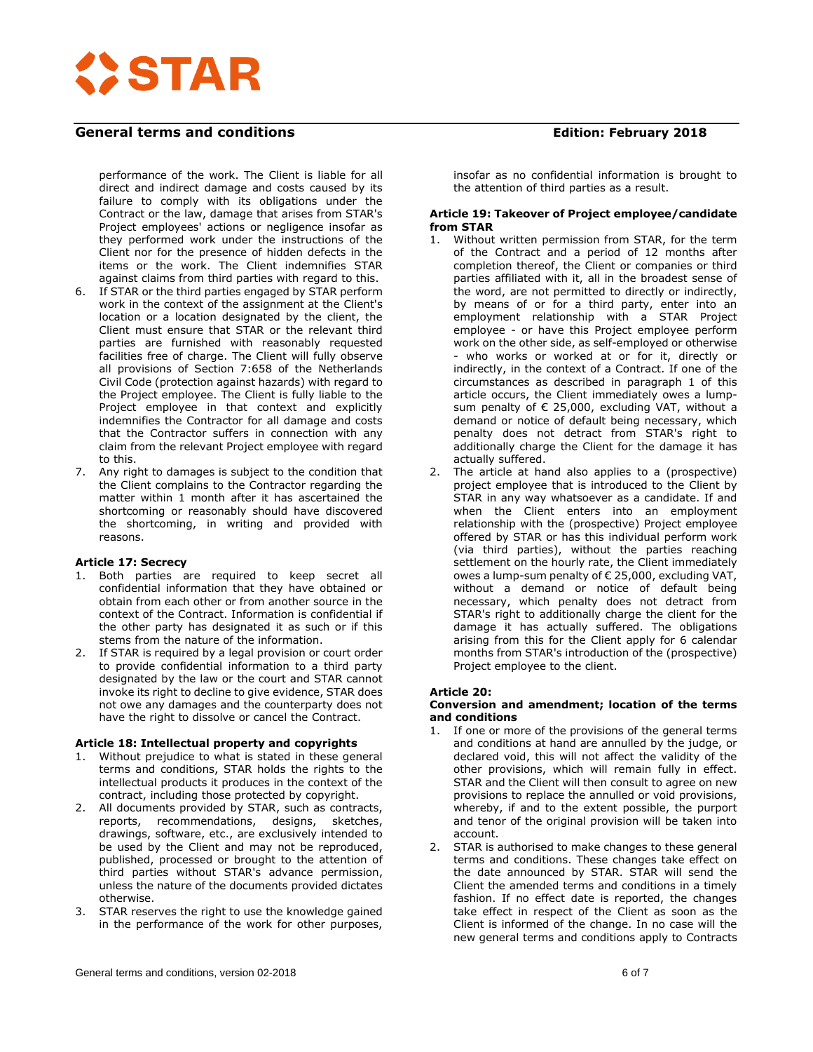performance of the work. The Client is liable for all direct and indirect damage and costs caused by its failure to comply with its obligations under the Contract or the law, damage that arises from STAR's Project employees' actions or negligence insofar as they performed work under the instructions of the Client nor for the presence of hidden defects in the items or the work. The Client indemnifies STAR against claims from third parties with regard to this.

6. If STAR or the third parties engaged by STAR perform work in the context of the assignment at the Client's location or a location designated by the client, the Client must ensure that STAR or the relevant third parties are furnished with reasonably requested facilities free of charge. The Client will fully observe all provisions of Section 7:658 of the Netherlands Civil Code (protection against hazards) with regard to the Project employee. The Client is fully liable to the Project employee in that context and explicitly indemnifies the Contractor for all damage and costs that the Contractor suffers in connection with any claim from the relevant Project employee with regard to this.
7. Any right to damages is subject to the condition that the Client complains to the Contractor regarding the matter within 1 month after it has ascertained the shortcoming or reasonably should have discovered the shortcoming, in writing and provided with reasons.

### Article 17: Secrecy

1. Both parties are required to keep secret all confidential information that they have obtained or obtain from each other or from another source in the context of the Contract. Information is confidential if the other party has designated it as such or if this stems from the nature of the information.
2. If STAR is required by a legal provision or court order to provide confidential information to a third party designated by the law or the court and STAR cannot invoke its right to decline to give evidence, STAR does not owe any damages and the counterparty does not have the right to dissolve or cancel the Contract.

### Article 18: Intellectual property and copyrights

1. Without prejudice to what is stated in these general terms and conditions, STAR holds the rights to the intellectual products it produces in the context of the contract, including those protected by copyright.
2. All documents provided by STAR, such as contracts, reports, recommendations, designs, sketches, drawings, software, etc., are exclusively intended to be used by the Client and may not be reproduced, published, processed or brought to the attention of third parties without STAR's advance permission, unless the nature of the documents provided dictates otherwise.
3. STAR reserves the right to use the knowledge gained in the performance of the work for other purposes, insofar as no confidential information is brought to the attention of third parties as a result.

### Article 19: Takeover of Project employee/candidate from STAR

1. Without written permission from STAR, for the term of the Contract and a period of 12 months after completion thereof, the Client or companies or third parties affiliated with it, all in the broadest sense of the word, are not permitted to directly or indirectly, by means of or for a third party, enter into an employment relationship with a STAR Project employee - or have this Project employee perform work on the other side, as self-employed or otherwise - who works or worked at or for it, directly or indirectly, in the context of a Contract. If one of the circumstances as described in paragraph 1 of this article occurs, the Client immediately owes a lump-sum penalty of € 25,000, excluding VAT, without a demand or notice of default being necessary, which penalty does not detract from STAR's right to additionally charge the Client for the damage it has actually suffered.
2. The article at hand also applies to a (prospective) project employee that is introduced to the Client by STAR in any way whatsoever as a candidate. If and when the Client enters into an employment relationship with the (prospective) Project employee offered by STAR or has this individual perform work (via third parties), without the parties reaching settlement on the hourly rate, the Client immediately owes a lump-sum penalty of € 25,000, excluding VAT, without a demand or notice of default being necessary, which penalty does not detract from STAR's right to additionally charge the client for the damage it has actually suffered. The obligations arising from this for the Client apply for 6 calendar months from STAR's introduction of the (prospective) Project employee to the client.

### Article 20: Conversion and amendment; location of the terms and conditions

1. If one or more of the provisions of the general terms and conditions at hand are annulled by the judge, or declared void, this will not affect the validity of the other provisions, which will remain fully in effect. STAR and the Client will then consult to agree on new provisions to replace the annulled or void provisions, whereby, if and to the extent possible, the purport and tenor of the original provision will be taken into account.
2. STAR is authorised to make changes to these general terms and conditions. These changes take effect on the date announced by STAR. STAR will send the Client the amended terms and conditions in a timely fashion. If no effect date is reported, the changes take effect in respect of the Client as soon as the Client is informed of the change. In no case will the new general terms and conditions apply to Contracts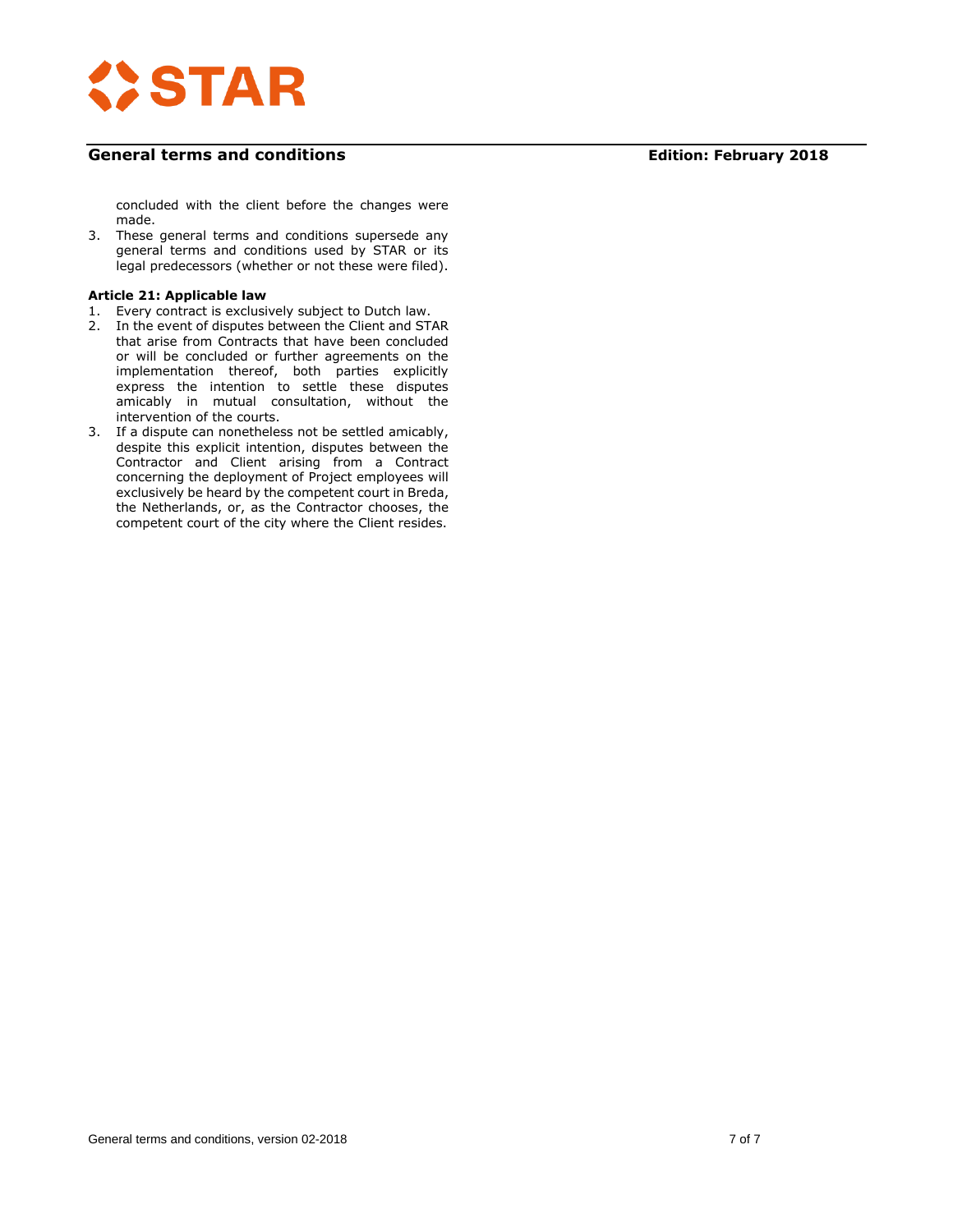concluded with the client before the changes were made.

3. These general terms and conditions supersede any general terms and conditions used by STAR or its legal predecessors (whether or not these were filed).

**Article 21: Applicable law**

1. Every contract is exclusively subject to Dutch law.
2. In the event of disputes between the Client and STAR that arise from Contracts that have been concluded or will be concluded or further agreements on the implementation thereof, both parties explicitly express the intention to settle these disputes amicably in mutual consultation, without the intervention of the courts.
3. If a dispute can nonetheless not be settled amicably, despite this explicit intention, disputes between the Contractor and Client arising from a Contract concerning the deployment of Project employees will exclusively be heard by the competent court in Breda, the Netherlands, or, as the Contractor chooses, the competent court of the city where the Client resides.